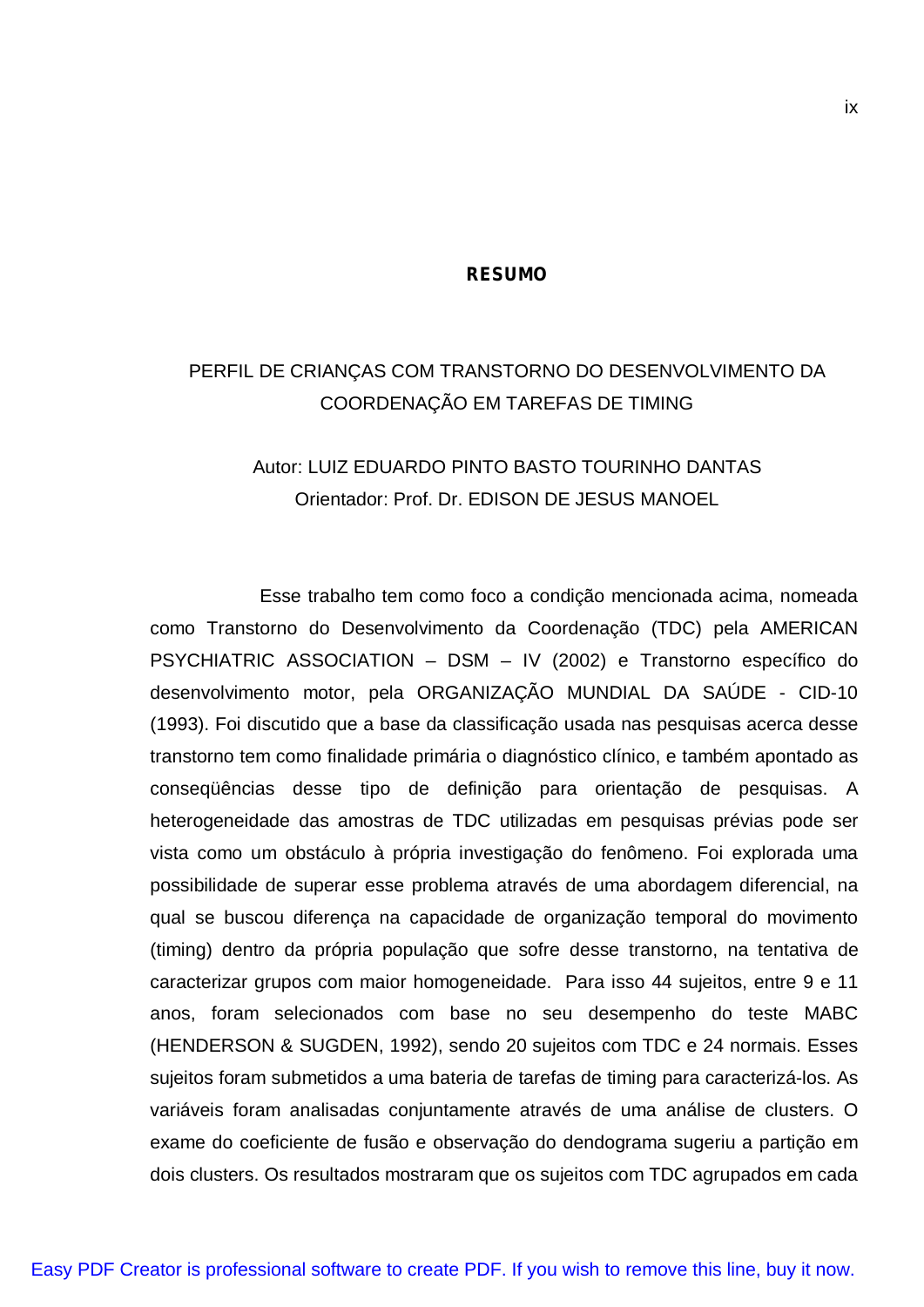# RESUMO

PERFIL DE CRIANÇAS COM TRANSTORNO DO DESENVOLVIMENTO DA COORDENAÇÃO EM TAREFAS DE TIMING

Autor: LUIZ EDUARDO PINTO BASTO TOURINHO DANTAS
Orientador: Prof. Dr. EDISON DE JESUS MANOEL

Esse trabalho tem como foco a condição mencionada acima, nomeada como Transtorno do Desenvolvimento da Coordenação (TDC) pela AMERICAN PSYCHIATRIC ASSOCIATION – DSM – IV (2002) e Transtorno específico do desenvolvimento motor, pela ORGANIZAÇÃO MUNDIAL DA SAÚDE - CID-10 (1993). Foi discutido que a base da classificação usada nas pesquisas acerca desse transtorno tem como finalidade primária o diagnóstico clínico, e também apontado as conseqüências desse tipo de definição para orientação de pesquisas. A heterogeneidade das amostras de TDC utilizadas em pesquisas prévias pode ser vista como um obstáculo à própria investigação do fenômeno. Foi explorada uma possibilidade de superar esse problema através de uma abordagem diferencial, na qual se buscou diferença na capacidade de organização temporal do movimento (timing) dentro da própria população que sofre desse transtorno, na tentativa de caracterizar grupos com maior homogeneidade. Para isso 44 sujeitos, entre 9 e 11 anos, foram selecionados com base no seu desempenho do teste MABC (HENDERSON & SUGDEN, 1992), sendo 20 sujeitos com TDC e 24 normais. Esses sujeitos foram submetidos a uma bateria de tarefas de timing para caracterizá-los. As variáveis foram analisadas conjuntamente através de uma análise de clusters. O exame do coeficiente de fusão e observação do dendograma sugeriu a partição em dois clusters. Os resultados mostraram que os sujeitos com TDC agrupados em cada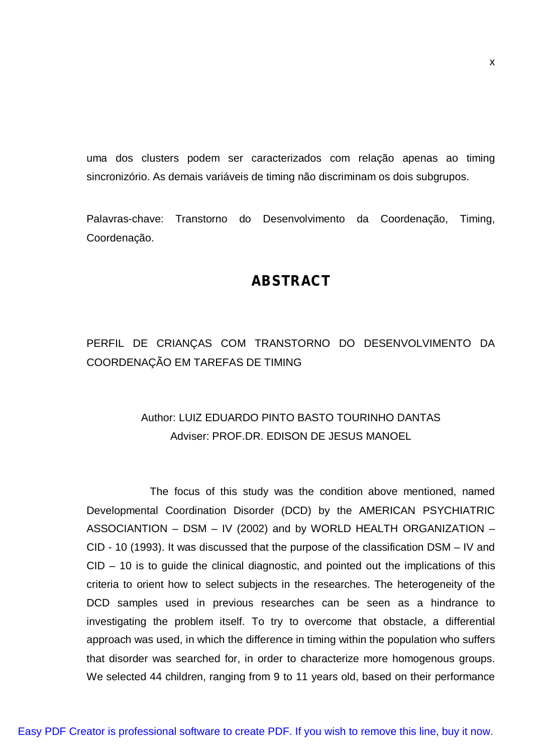uma dos clusters podem ser caracterizados com relação apenas ao timing sincronizório. As demais variáveis de timing não discriminam os dois subgrupos.

Palavras-chave: Transtorno do Desenvolvimento da Coordenação, Timing, Coordenação.

## ABSTRACT

PERFIL DE CRIANÇAS COM TRANSTORNO DO DESENVOLVIMENTO DA COORDENAÇÃO EM TAREFAS DE TIMING

Author: LUIZ EDUARDO PINTO BASTO TOURINHO DANTAS
Adviser: PROF.DR. EDISON DE JESUS MANOEL

The focus of this study was the condition above mentioned, named Developmental Coordination Disorder (DCD) by the AMERICAN PSYCHIATRIC ASSOCIANTION – DSM – IV (2002) and by WORLD HEALTH ORGANIZATION – CID - 10 (1993). It was discussed that the purpose of the classification DSM – IV and CID – 10 is to guide the clinical diagnostic, and pointed out the implications of this criteria to orient how to select subjects in the researches. The heterogeneity of the DCD samples used in previous researches can be seen as a hindrance to investigating the problem itself. To try to overcome that obstacle, a differential approach was used, in which the difference in timing within the population who suffers that disorder was searched for, in order to characterize more homogenous groups. We selected 44 children, ranging from 9 to 11 years old, based on their performance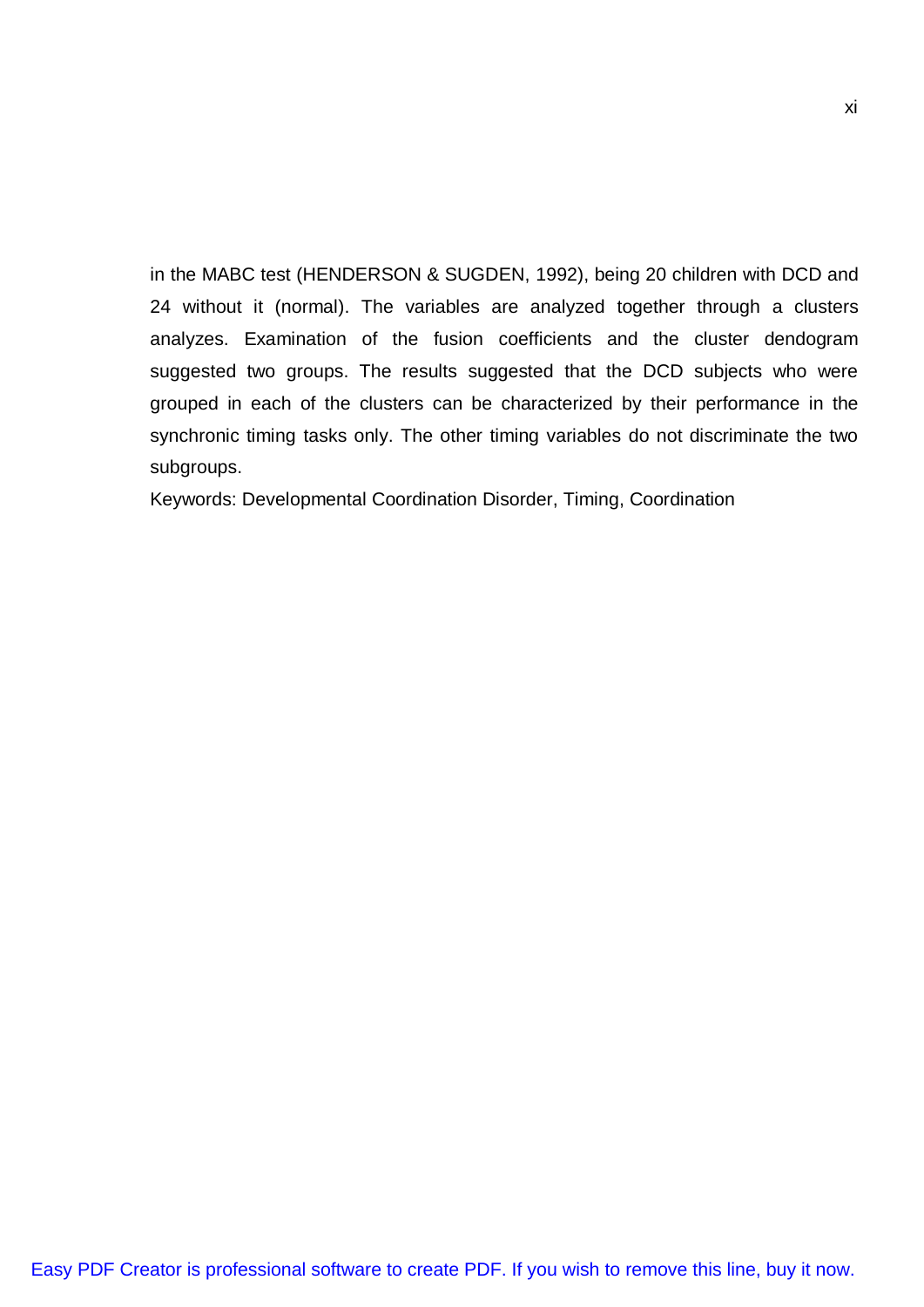in the MABC test (HENDERSON & SUGDEN, 1992), being 20 children with DCD and 24 without it (normal). The variables are analyzed together through a clusters analyzes. Examination of the fusion coefficients and the cluster dendogram suggested two groups. The results suggested that the DCD subjects who were grouped in each of the clusters can be characterized by their performance in the synchronic timing tasks only. The other timing variables do not discriminate the two subgroups.

Keywords: Developmental Coordination Disorder, Timing, Coordination